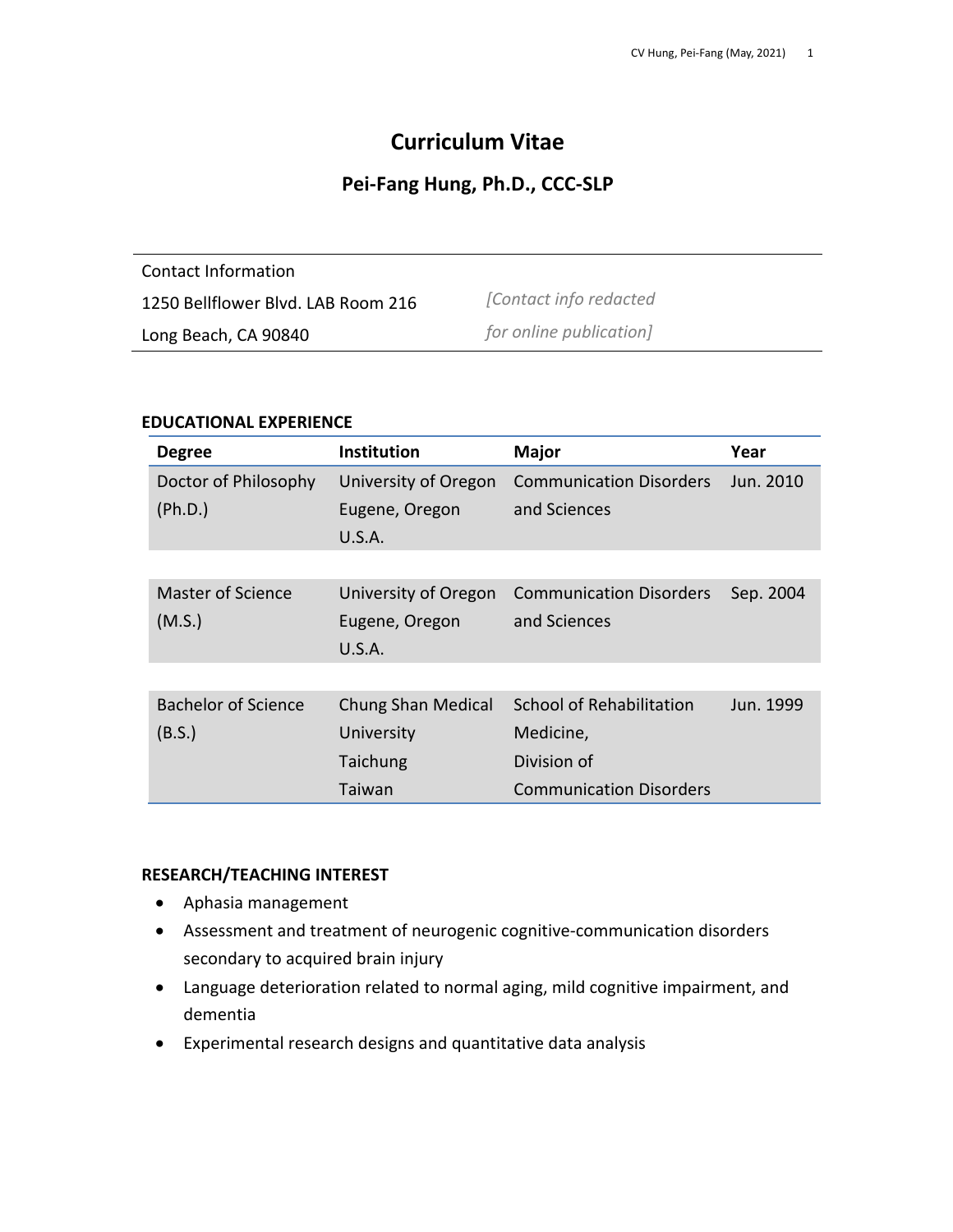# Curriculum Vitae

## Pei-Fang Hung, Ph.D., CCC-SLP

| Contact Information | |
|---|---|
| 1250 Bellflower Blvd. LAB Room 216 | *[Contact info redacted* |
| Long Beach, CA 90840 | *for online publication]* |

### EDUCATIONAL EXPERIENCE

| Degree | Institution | Major | Year |
|---|---|---|---|
| Doctor of Philosophy (Ph.D.) | University of Oregon Eugene, Oregon U.S.A. | Communication Disorders and Sciences | Jun. 2010 |
| Master of Science (M.S.) | University of Oregon Eugene, Oregon U.S.A. | Communication Disorders and Sciences | Sep. 2004 |
| Bachelor of Science (B.S.) | Chung Shan Medical University Taichung Taiwan | School of Rehabilitation Medicine, Division of Communication Disorders | Jun. 1999 |

### RESEARCH/TEACHING INTEREST

- Aphasia management
- Assessment and treatment of neurogenic cognitive-communication disorders secondary to acquired brain injury
- Language deterioration related to normal aging, mild cognitive impairment, and dementia
- Experimental research designs and quantitative data analysis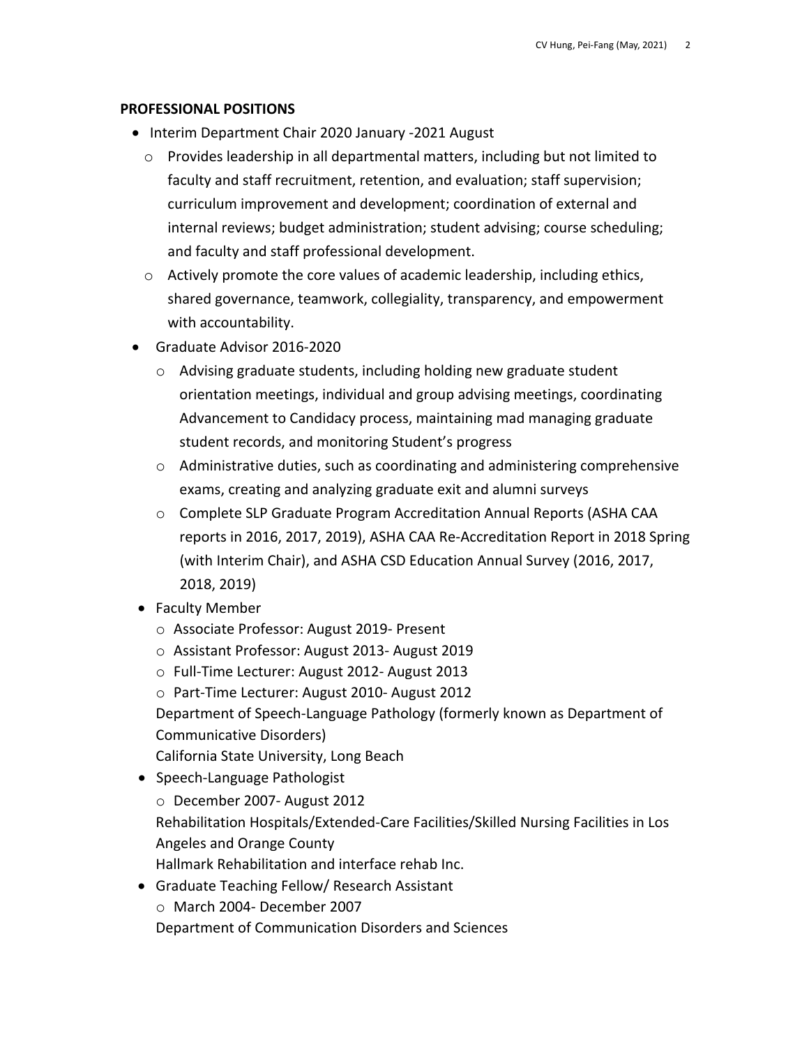**PROFESSIONAL POSITIONS**

- Interim Department Chair 2020 January -2021 August
  - Provides leadership in all departmental matters, including but not limited to faculty and staff recruitment, retention, and evaluation; staff supervision; curriculum improvement and development; coordination of external and internal reviews; budget administration; student advising; course scheduling; and faculty and staff professional development.
  - Actively promote the core values of academic leadership, including ethics, shared governance, teamwork, collegiality, transparency, and empowerment with accountability.
- Graduate Advisor 2016-2020
  - Advising graduate students, including holding new graduate student orientation meetings, individual and group advising meetings, coordinating Advancement to Candidacy process, maintaining mad managing graduate student records, and monitoring Student's progress
  - Administrative duties, such as coordinating and administering comprehensive exams, creating and analyzing graduate exit and alumni surveys
  - Complete SLP Graduate Program Accreditation Annual Reports (ASHA CAA reports in 2016, 2017, 2019), ASHA CAA Re-Accreditation Report in 2018 Spring (with Interim Chair), and ASHA CSD Education Annual Survey (2016, 2017, 2018, 2019)
- Faculty Member
  - Associate Professor: August 2019- Present
  - Assistant Professor: August 2013- August 2019
  - Full-Time Lecturer: August 2012- August 2013
  - Part-Time Lecturer: August 2010- August 2012

  Department of Speech-Language Pathology (formerly known as Department of Communicative Disorders)

  California State University, Long Beach
- Speech-Language Pathologist
  - December 2007- August 2012

  Rehabilitation Hospitals/Extended-Care Facilities/Skilled Nursing Facilities in Los Angeles and Orange County

  Hallmark Rehabilitation and interface rehab Inc.
- Graduate Teaching Fellow/ Research Assistant
  - March 2004- December 2007

  Department of Communication Disorders and Sciences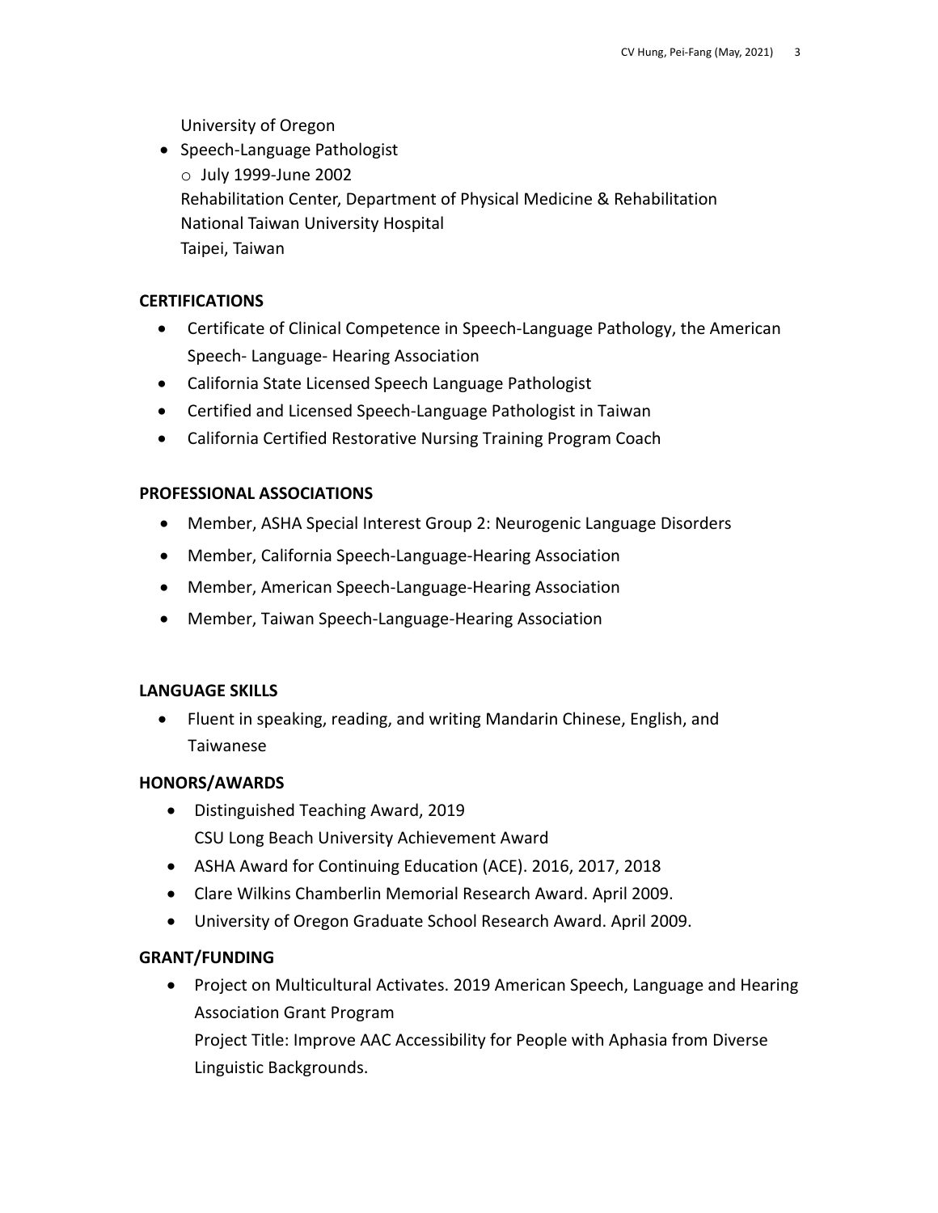University of Oregon

- Speech-Language Pathologist
  - July 1999-June 2002
    Rehabilitation Center, Department of Physical Medicine & Rehabilitation
    National Taiwan University Hospital
    Taipei, Taiwan

**CERTIFICATIONS**

- Certificate of Clinical Competence in Speech-Language Pathology, the American Speech- Language- Hearing Association
- California State Licensed Speech Language Pathologist
- Certified and Licensed Speech-Language Pathologist in Taiwan
- California Certified Restorative Nursing Training Program Coach

**PROFESSIONAL ASSOCIATIONS**

- Member, ASHA Special Interest Group 2: Neurogenic Language Disorders
- Member, California Speech-Language-Hearing Association
- Member, American Speech-Language-Hearing Association
- Member, Taiwan Speech-Language-Hearing Association

**LANGUAGE SKILLS**

- Fluent in speaking, reading, and writing Mandarin Chinese, English, and Taiwanese

**HONORS/AWARDS**

- Distinguished Teaching Award, 2019
  CSU Long Beach University Achievement Award
- ASHA Award for Continuing Education (ACE). 2016, 2017, 2018
- Clare Wilkins Chamberlin Memorial Research Award. April 2009.
- University of Oregon Graduate School Research Award. April 2009.

**GRANT/FUNDING**

- Project on Multicultural Activates. 2019 American Speech, Language and Hearing Association Grant Program
  Project Title: Improve AAC Accessibility for People with Aphasia from Diverse Linguistic Backgrounds.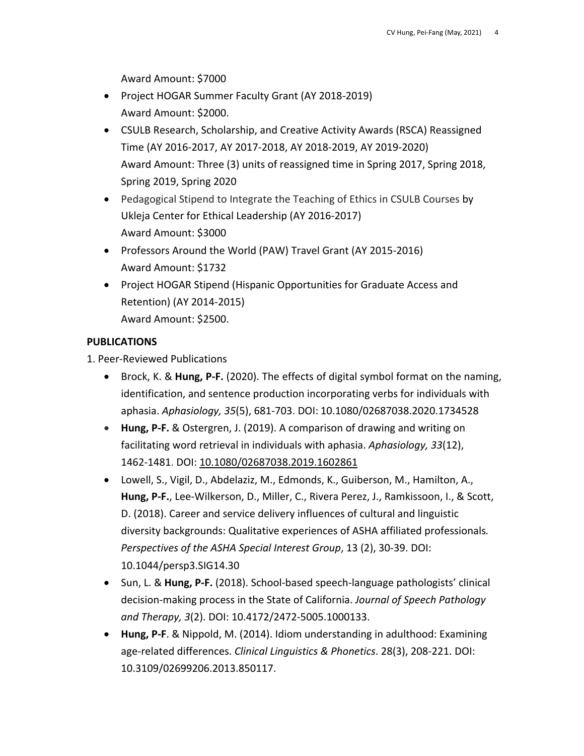Award Amount: $7000

- Project HOGAR Summer Faculty Grant (AY 2018-2019)
  Award Amount: $2000.
- CSULB Research, Scholarship, and Creative Activity Awards (RSCA) Reassigned Time (AY 2016-2017, AY 2017-2018, AY 2018-2019, AY 2019-2020)
  Award Amount: Three (3) units of reassigned time in Spring 2017, Spring 2018, Spring 2019, Spring 2020
- Pedagogical Stipend to Integrate the Teaching of Ethics in CSULB Courses by Ukleja Center for Ethical Leadership (AY 2016-2017)
  Award Amount: $3000
- Professors Around the World (PAW) Travel Grant (AY 2015-2016)
  Award Amount: $1732
- Project HOGAR Stipend (Hispanic Opportunities for Graduate Access and Retention) (AY 2014-2015)
  Award Amount: $2500.

**PUBLICATIONS**

1. Peer-Reviewed Publications

- Brock, K. & **Hung, P-F.** (2020). The effects of digital symbol format on the naming, identification, and sentence production incorporating verbs for individuals with aphasia. *Aphasiology, 35*(5), 681-703. DOI: 10.1080/02687038.2020.1734528
- **Hung, P-F.** & Ostergren, J. (2019). A comparison of drawing and writing on facilitating word retrieval in individuals with aphasia. *Aphasiology, 33*(12), 1462-1481. DOI: 10.1080/02687038.2019.1602861
- Lowell, S., Vigil, D., Abdelaziz, M., Edmonds, K., Guiberson, M., Hamilton, A., **Hung, P-F.**, Lee-Wilkerson, D., Miller, C., Rivera Perez, J., Ramkissoon, I., & Scott, D. (2018). Career and service delivery influences of cultural and linguistic diversity backgrounds: Qualitative experiences of ASHA affiliated professionals. *Perspectives of the ASHA Special Interest Group*, 13 (2), 30-39. DOI: 10.1044/persp3.SIG14.30
- Sun, L. & **Hung, P-F.** (2018). School-based speech-language pathologists' clinical decision-making process in the State of California. *Journal of Speech Pathology and Therapy, 3*(2). DOI: 10.4172/2472-5005.1000133.
- **Hung, P-F**. & Nippold, M. (2014). Idiom understanding in adulthood: Examining age-related differences. *Clinical Linguistics & Phonetics*. 28(3), 208-221. DOI: 10.3109/02699206.2013.850117.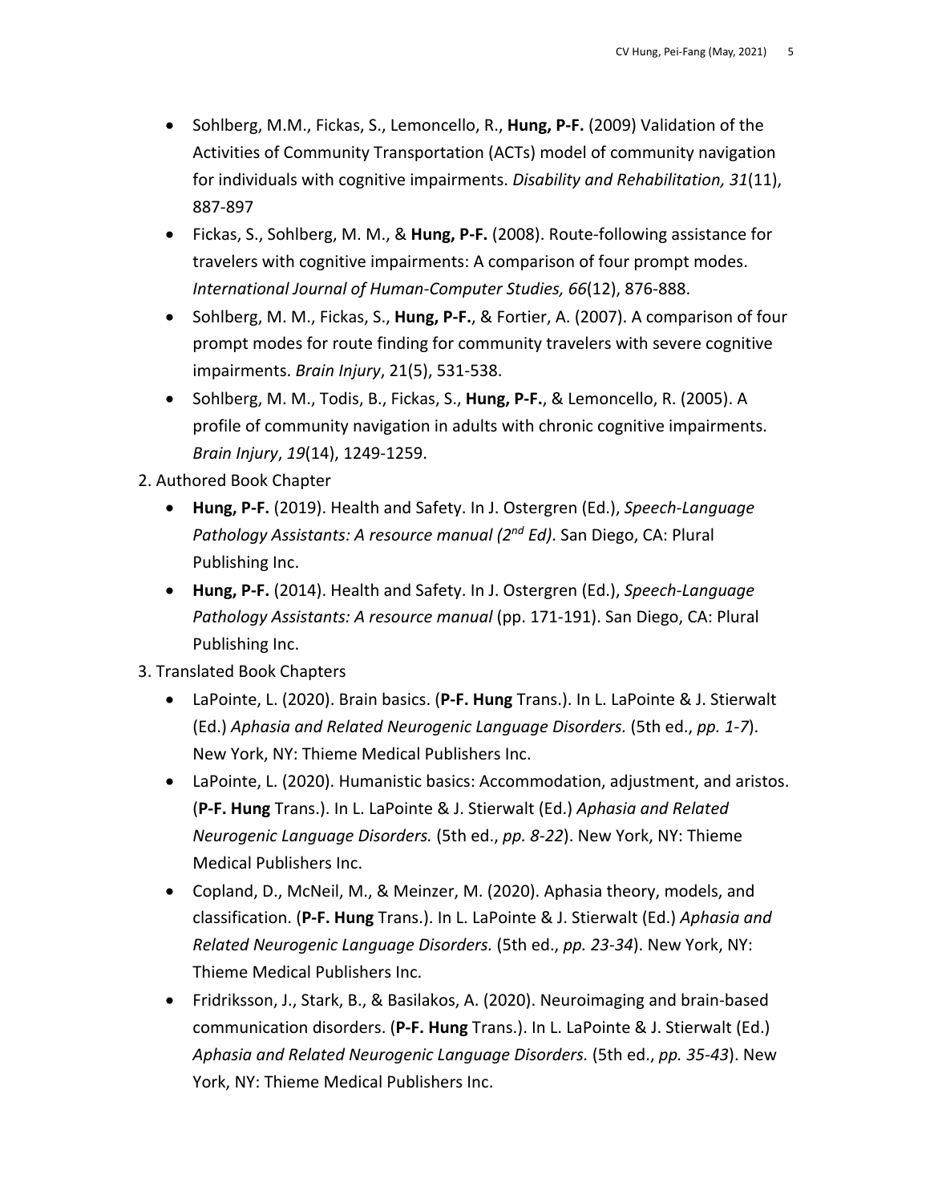- Sohlberg, M.M., Fickas, S., Lemoncello, R., **Hung, P-F.** (2009) Validation of the Activities of Community Transportation (ACTs) model of community navigation for individuals with cognitive impairments. *Disability and Rehabilitation, 31*(11), 887-897
- Fickas, S., Sohlberg, M. M., & **Hung, P-F.** (2008). Route-following assistance for travelers with cognitive impairments: A comparison of four prompt modes. *International Journal of Human-Computer Studies, 66*(12), 876-888.
- Sohlberg, M. M., Fickas, S., **Hung, P-F.**, & Fortier, A. (2007). A comparison of four prompt modes for route finding for community travelers with severe cognitive impairments. *Brain Injury*, 21(5), 531-538.
- Sohlberg, M. M., Todis, B., Fickas, S., **Hung, P-F.**, & Lemoncello, R. (2005). A profile of community navigation in adults with chronic cognitive impairments. *Brain Injury*, *19*(14), 1249-1259.

2. Authored Book Chapter

- **Hung, P-F.** (2019). Health and Safety. In J. Ostergren (Ed.), *Speech-Language Pathology Assistants: A resource manual (2nd Ed)*. San Diego, CA: Plural Publishing Inc.
- **Hung, P-F.** (2014). Health and Safety. In J. Ostergren (Ed.), *Speech-Language Pathology Assistants: A resource manual* (pp. 171-191). San Diego, CA: Plural Publishing Inc.

3. Translated Book Chapters

- LaPointe, L. (2020). Brain basics. (**P-F. Hung** Trans.). In L. LaPointe & J. Stierwalt (Ed.) *Aphasia and Related Neurogenic Language Disorders.* (5th ed., *pp. 1-7*). New York, NY: Thieme Medical Publishers Inc.
- LaPointe, L. (2020). Humanistic basics: Accommodation, adjustment, and aristos. (**P-F. Hung** Trans.). In L. LaPointe & J. Stierwalt (Ed.) *Aphasia and Related Neurogenic Language Disorders.* (5th ed., *pp. 8-22*). New York, NY: Thieme Medical Publishers Inc.
- Copland, D., McNeil, M., & Meinzer, M. (2020). Aphasia theory, models, and classification. (**P-F. Hung** Trans.). In L. LaPointe & J. Stierwalt (Ed.) *Aphasia and Related Neurogenic Language Disorders.* (5th ed., *pp. 23-34*). New York, NY: Thieme Medical Publishers Inc.
- Fridriksson, J., Stark, B., & Basilakos, A. (2020). Neuroimaging and brain-based communication disorders. (**P-F. Hung** Trans.). In L. LaPointe & J. Stierwalt (Ed.) *Aphasia and Related Neurogenic Language Disorders.* (5th ed., *pp. 35-43*). New York, NY: Thieme Medical Publishers Inc.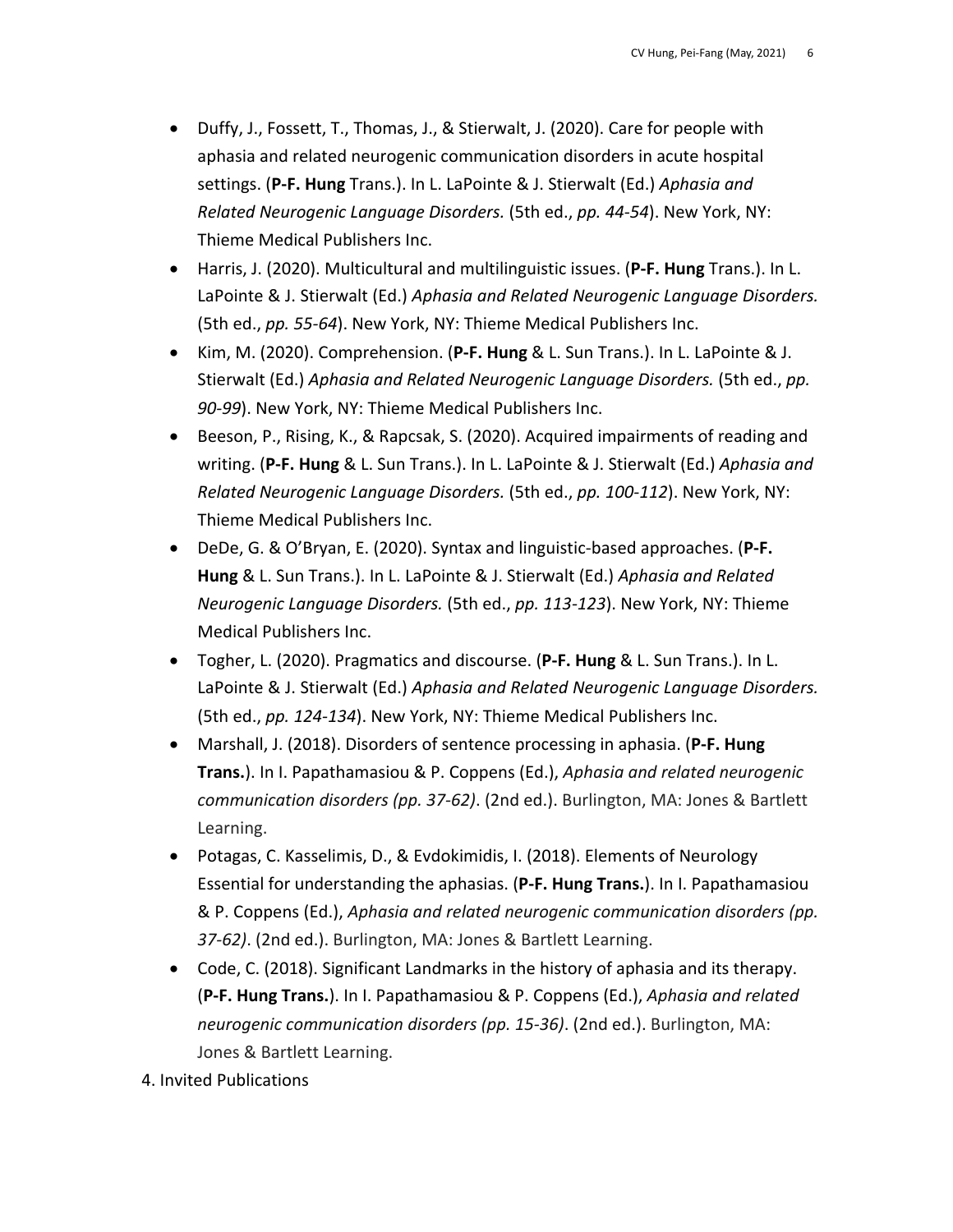- Duffy, J., Fossett, T., Thomas, J., & Stierwalt, J. (2020). Care for people with aphasia and related neurogenic communication disorders in acute hospital settings. (**P-F. Hung** Trans.). In L. LaPointe & J. Stierwalt (Ed.) *Aphasia and Related Neurogenic Language Disorders.* (5th ed., *pp. 44-54*). New York, NY: Thieme Medical Publishers Inc.
- Harris, J. (2020). Multicultural and multilinguistic issues. (**P-F. Hung** Trans.). In L. LaPointe & J. Stierwalt (Ed.) *Aphasia and Related Neurogenic Language Disorders.* (5th ed., *pp. 55-64*). New York, NY: Thieme Medical Publishers Inc.
- Kim, M. (2020). Comprehension. (**P-F. Hung** & L. Sun Trans.). In L. LaPointe & J. Stierwalt (Ed.) *Aphasia and Related Neurogenic Language Disorders.* (5th ed., *pp. 90-99*). New York, NY: Thieme Medical Publishers Inc.
- Beeson, P., Rising, K., & Rapcsak, S. (2020). Acquired impairments of reading and writing. (**P-F. Hung** & L. Sun Trans.). In L. LaPointe & J. Stierwalt (Ed.) *Aphasia and Related Neurogenic Language Disorders.* (5th ed., *pp. 100-112*). New York, NY: Thieme Medical Publishers Inc.
- DeDe, G. & O'Bryan, E. (2020). Syntax and linguistic-based approaches. (**P-F. Hung** & L. Sun Trans.). In L. LaPointe & J. Stierwalt (Ed.) *Aphasia and Related Neurogenic Language Disorders.* (5th ed., *pp. 113-123*). New York, NY: Thieme Medical Publishers Inc.
- Togher, L. (2020). Pragmatics and discourse. (**P-F. Hung** & L. Sun Trans.). In L. LaPointe & J. Stierwalt (Ed.) *Aphasia and Related Neurogenic Language Disorders.* (5th ed., *pp. 124-134*). New York, NY: Thieme Medical Publishers Inc.
- Marshall, J. (2018). Disorders of sentence processing in aphasia. (**P-F. Hung Trans.**). In I. Papathamasiou & P. Coppens (Ed.), *Aphasia and related neurogenic communication disorders (pp. 37-62)*. (2nd ed.). Burlington, MA: Jones & Bartlett Learning.
- Potagas, C. Kasselimis, D., & Evdokimidis, I. (2018). Elements of Neurology Essential for understanding the aphasias. (**P-F. Hung Trans.**). In I. Papathamasiou & P. Coppens (Ed.), *Aphasia and related neurogenic communication disorders (pp. 37-62)*. (2nd ed.). Burlington, MA: Jones & Bartlett Learning.
- Code, C. (2018). Significant Landmarks in the history of aphasia and its therapy. (**P-F. Hung Trans.**). In I. Papathamasiou & P. Coppens (Ed.), *Aphasia and related neurogenic communication disorders (pp. 15-36)*. (2nd ed.). Burlington, MA: Jones & Bartlett Learning.

4. Invited Publications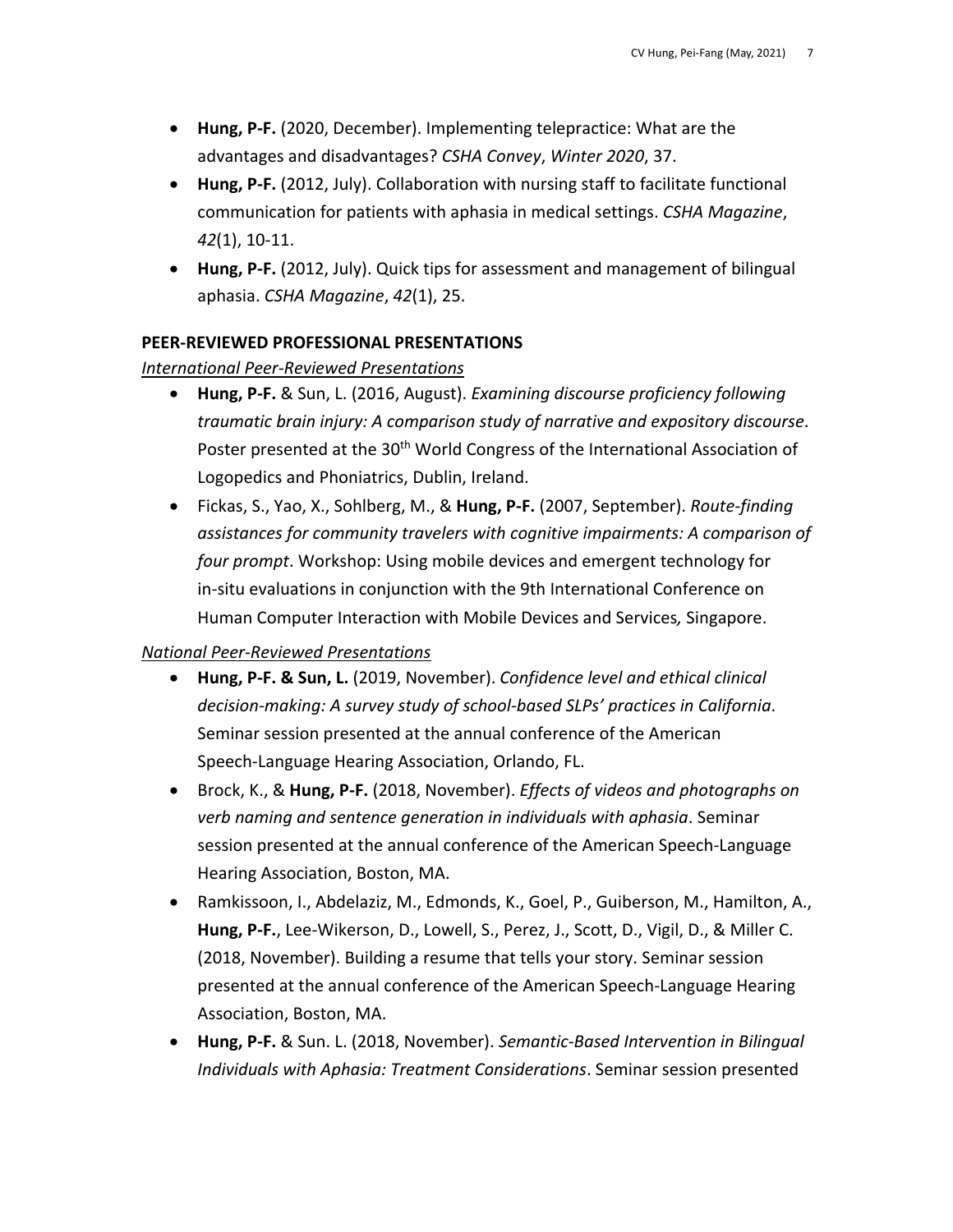- **Hung, P-F.** (2020, December). Implementing telepractice: What are the advantages and disadvantages? *CSHA Convey*, *Winter 2020*, 37.
- **Hung, P-F.** (2012, July). Collaboration with nursing staff to facilitate functional communication for patients with aphasia in medical settings. *CSHA Magazine*, *42*(1), 10-11.
- **Hung, P-F.** (2012, July). Quick tips for assessment and management of bilingual aphasia. *CSHA Magazine*, *42*(1), 25.

**PEER-REVIEWED PROFESSIONAL PRESENTATIONS**

*International Peer-Reviewed Presentations*

- **Hung, P-F.** & Sun, L. (2016, August). *Examining discourse proficiency following traumatic brain injury: A comparison study of narrative and expository discourse*. Poster presented at the 30th World Congress of the International Association of Logopedics and Phoniatrics, Dublin, Ireland.
- Fickas, S., Yao, X., Sohlberg, M., & **Hung, P-F.** (2007, September). *Route-finding assistances for community travelers with cognitive impairments: A comparison of four prompt*. Workshop: Using mobile devices and emergent technology for in-situ evaluations in conjunction with the 9th International Conference on Human Computer Interaction with Mobile Devices and Services*,* Singapore.

*National Peer-Reviewed Presentations*

- **Hung, P-F. & Sun, L.** (2019, November). *Confidence level and ethical clinical decision-making: A survey study of school-based SLPs' practices in California*. Seminar session presented at the annual conference of the American Speech-Language Hearing Association, Orlando, FL.
- Brock, K., & **Hung, P-F.** (2018, November). *Effects of videos and photographs on verb naming and sentence generation in individuals with aphasia*. Seminar session presented at the annual conference of the American Speech-Language Hearing Association, Boston, MA.
- Ramkissoon, I., Abdelaziz, M., Edmonds, K., Goel, P., Guiberson, M., Hamilton, A., **Hung, P-F.**, Lee-Wikerson, D., Lowell, S., Perez, J., Scott, D., Vigil, D., & Miller C. (2018, November). Building a resume that tells your story. Seminar session presented at the annual conference of the American Speech-Language Hearing Association, Boston, MA.
- **Hung, P-F.** & Sun. L. (2018, November). *Semantic-Based Intervention in Bilingual Individuals with Aphasia: Treatment Considerations*. Seminar session presented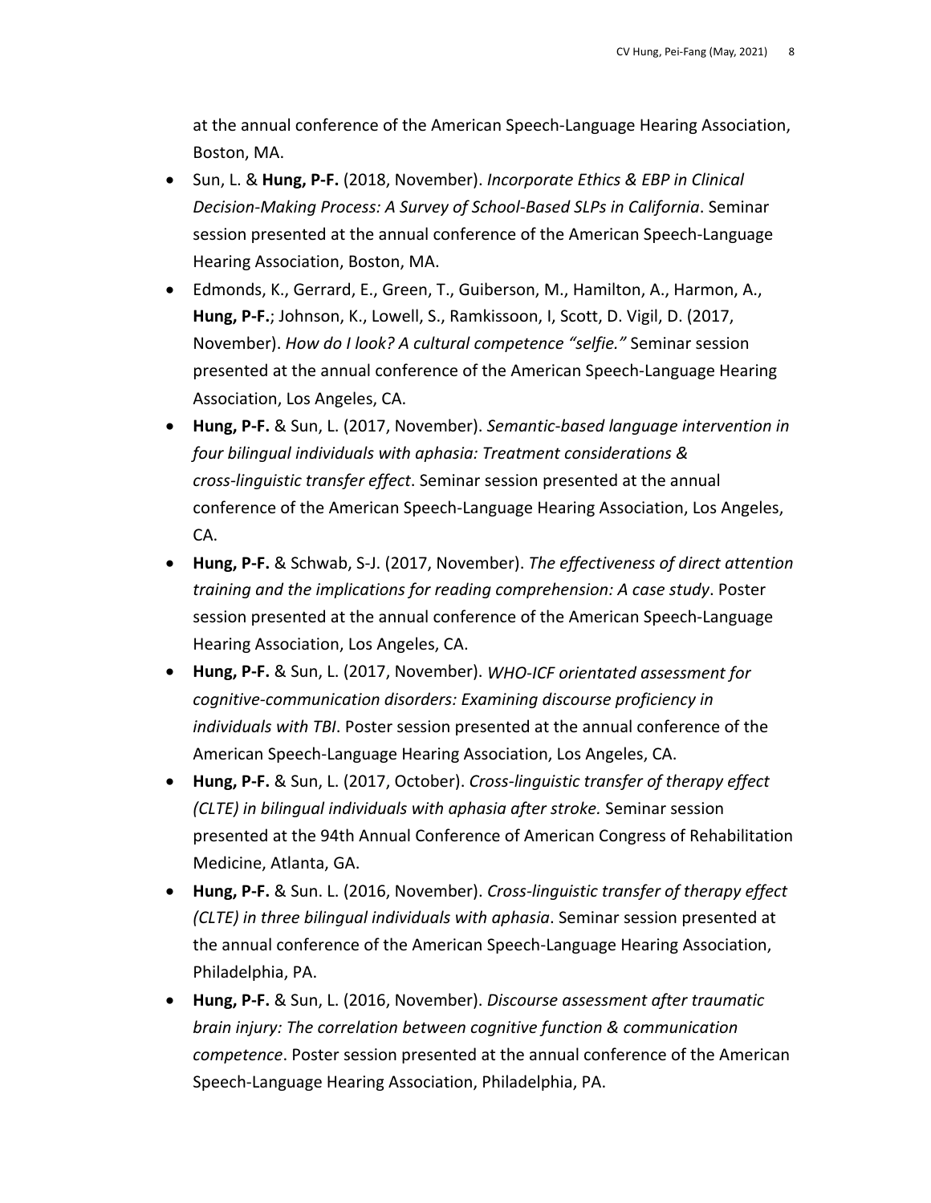at the annual conference of the American Speech-Language Hearing Association, Boston, MA.

- Sun, L. & **Hung, P-F.** (2018, November). *Incorporate Ethics & EBP in Clinical Decision-Making Process: A Survey of School-Based SLPs in California*. Seminar session presented at the annual conference of the American Speech-Language Hearing Association, Boston, MA.
- Edmonds, K., Gerrard, E., Green, T., Guiberson, M., Hamilton, A., Harmon, A., **Hung, P-F.**; Johnson, K., Lowell, S., Ramkissoon, I, Scott, D. Vigil, D. (2017, November). *How do I look? A cultural competence "selfie."* Seminar session presented at the annual conference of the American Speech-Language Hearing Association, Los Angeles, CA.
- **Hung, P-F.** & Sun, L. (2017, November). *Semantic-based language intervention in four bilingual individuals with aphasia: Treatment considerations & cross-linguistic transfer effect*. Seminar session presented at the annual conference of the American Speech-Language Hearing Association, Los Angeles, CA.
- **Hung, P-F.** & Schwab, S-J. (2017, November). *The effectiveness of direct attention training and the implications for reading comprehension: A case study*. Poster session presented at the annual conference of the American Speech-Language Hearing Association, Los Angeles, CA.
- **Hung, P-F.** & Sun, L. (2017, November). *WHO-ICF orientated assessment for cognitive-communication disorders: Examining discourse proficiency in individuals with TBI*. Poster session presented at the annual conference of the American Speech-Language Hearing Association, Los Angeles, CA.
- **Hung, P-F.** & Sun, L. (2017, October). *Cross-linguistic transfer of therapy effect (CLTE) in bilingual individuals with aphasia after stroke.* Seminar session presented at the 94th Annual Conference of American Congress of Rehabilitation Medicine, Atlanta, GA.
- **Hung, P-F.** & Sun. L. (2016, November). *Cross-linguistic transfer of therapy effect (CLTE) in three bilingual individuals with aphasia*. Seminar session presented at the annual conference of the American Speech-Language Hearing Association, Philadelphia, PA.
- **Hung, P-F.** & Sun, L. (2016, November). *Discourse assessment after traumatic brain injury: The correlation between cognitive function & communication competence*. Poster session presented at the annual conference of the American Speech-Language Hearing Association, Philadelphia, PA.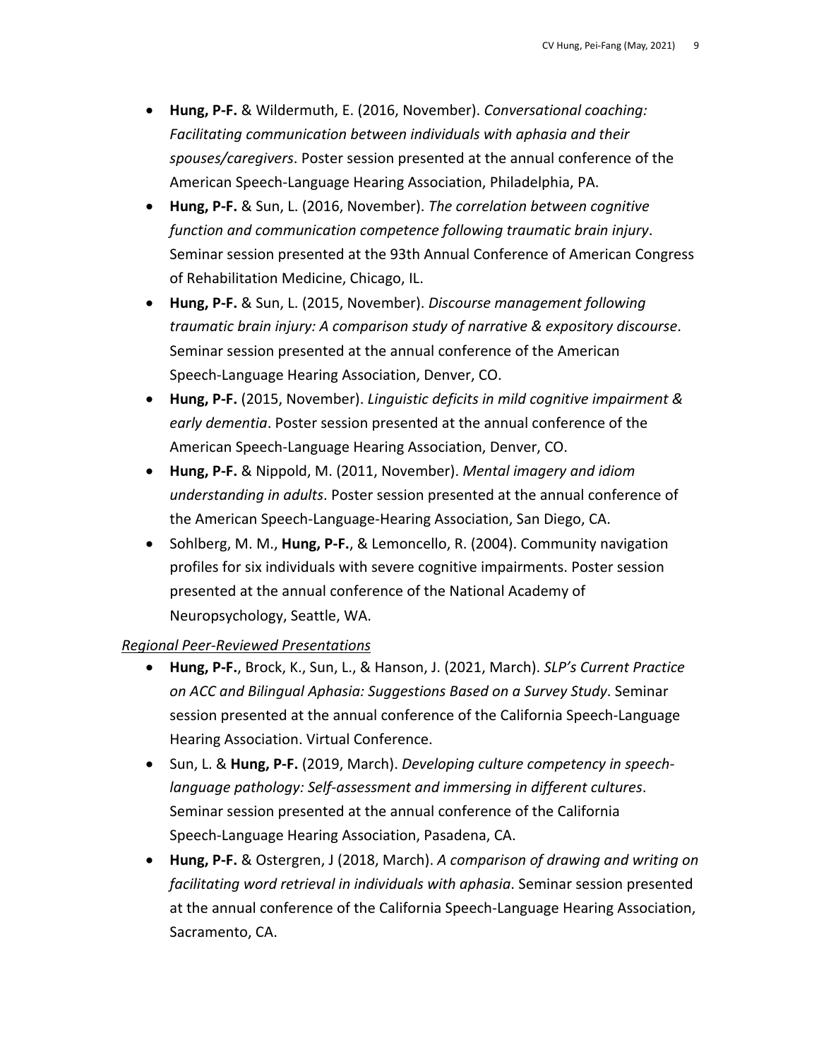- **Hung, P-F.** & Wildermuth, E. (2016, November). *Conversational coaching: Facilitating communication between individuals with aphasia and their spouses/caregivers*. Poster session presented at the annual conference of the American Speech-Language Hearing Association, Philadelphia, PA.
- **Hung, P-F.** & Sun, L. (2016, November). *The correlation between cognitive function and communication competence following traumatic brain injury*. Seminar session presented at the 93th Annual Conference of American Congress of Rehabilitation Medicine, Chicago, IL.
- **Hung, P-F.** & Sun, L. (2015, November). *Discourse management following traumatic brain injury: A comparison study of narrative & expository discourse*. Seminar session presented at the annual conference of the American Speech-Language Hearing Association, Denver, CO.
- **Hung, P-F.** (2015, November). *Linguistic deficits in mild cognitive impairment & early dementia*. Poster session presented at the annual conference of the American Speech-Language Hearing Association, Denver, CO.
- **Hung, P-F.** & Nippold, M. (2011, November). *Mental imagery and idiom understanding in adults*. Poster session presented at the annual conference of the American Speech-Language-Hearing Association, San Diego, CA.
- Sohlberg, M. M., **Hung, P-F.**, & Lemoncello, R. (2004). Community navigation profiles for six individuals with severe cognitive impairments. Poster session presented at the annual conference of the National Academy of Neuropsychology, Seattle, WA.

*Regional Peer-Reviewed Presentations*

- **Hung, P-F.**, Brock, K., Sun, L., & Hanson, J. (2021, March). *SLP's Current Practice on ACC and Bilingual Aphasia: Suggestions Based on a Survey Study*. Seminar session presented at the annual conference of the California Speech-Language Hearing Association. Virtual Conference.
- Sun, L. & **Hung, P-F.** (2019, March). *Developing culture competency in speech-language pathology: Self-assessment and immersing in different cultures*. Seminar session presented at the annual conference of the California Speech-Language Hearing Association, Pasadena, CA.
- **Hung, P-F.** & Ostergren, J (2018, March). *A comparison of drawing and writing on facilitating word retrieval in individuals with aphasia*. Seminar session presented at the annual conference of the California Speech-Language Hearing Association, Sacramento, CA.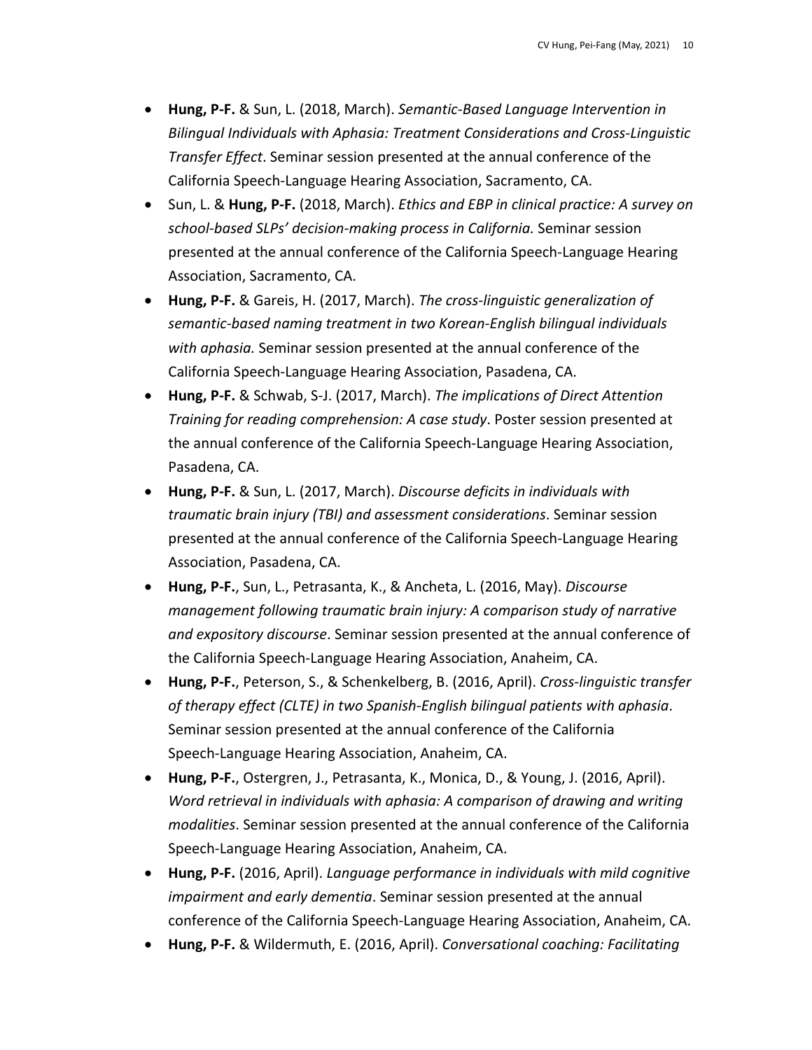- **Hung, P-F.** & Sun, L. (2018, March). *Semantic-Based Language Intervention in Bilingual Individuals with Aphasia: Treatment Considerations and Cross-Linguistic Transfer Effect*. Seminar session presented at the annual conference of the California Speech-Language Hearing Association, Sacramento, CA.
- Sun, L. & **Hung, P-F.** (2018, March). *Ethics and EBP in clinical practice: A survey on school-based SLPs' decision-making process in California.* Seminar session presented at the annual conference of the California Speech-Language Hearing Association, Sacramento, CA.
- **Hung, P-F.** & Gareis, H. (2017, March). *The cross-linguistic generalization of semantic-based naming treatment in two Korean-English bilingual individuals with aphasia.* Seminar session presented at the annual conference of the California Speech-Language Hearing Association, Pasadena, CA.
- **Hung, P-F.** & Schwab, S-J. (2017, March). *The implications of Direct Attention Training for reading comprehension: A case study*. Poster session presented at the annual conference of the California Speech-Language Hearing Association, Pasadena, CA.
- **Hung, P-F.** & Sun, L. (2017, March). *Discourse deficits in individuals with traumatic brain injury (TBI) and assessment considerations*. Seminar session presented at the annual conference of the California Speech-Language Hearing Association, Pasadena, CA.
- **Hung, P-F.**, Sun, L., Petrasanta, K., & Ancheta, L. (2016, May). *Discourse management following traumatic brain injury: A comparison study of narrative and expository discourse*. Seminar session presented at the annual conference of the California Speech-Language Hearing Association, Anaheim, CA.
- **Hung, P-F.**, Peterson, S., & Schenkelberg, B. (2016, April). *Cross-linguistic transfer of therapy effect (CLTE) in two Spanish-English bilingual patients with aphasia*. Seminar session presented at the annual conference of the California Speech-Language Hearing Association, Anaheim, CA.
- **Hung, P-F.**, Ostergren, J., Petrasanta, K., Monica, D., & Young, J. (2016, April). *Word retrieval in individuals with aphasia: A comparison of drawing and writing modalities*. Seminar session presented at the annual conference of the California Speech-Language Hearing Association, Anaheim, CA.
- **Hung, P-F.** (2016, April). *Language performance in individuals with mild cognitive impairment and early dementia*. Seminar session presented at the annual conference of the California Speech-Language Hearing Association, Anaheim, CA.
- **Hung, P-F.** & Wildermuth, E. (2016, April). *Conversational coaching: Facilitating*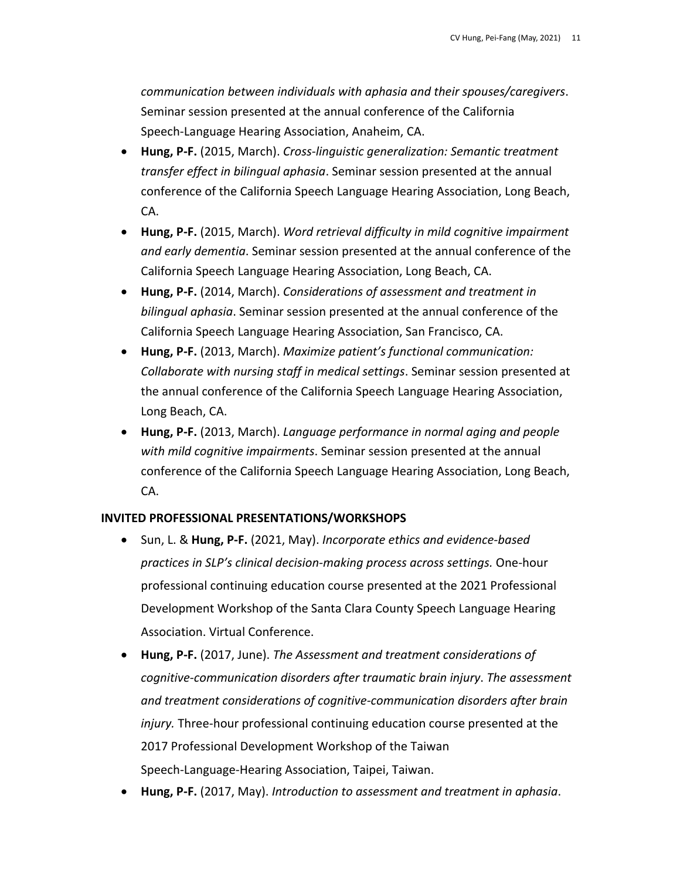*communication between individuals with aphasia and their spouses/caregivers*. Seminar session presented at the annual conference of the California Speech-Language Hearing Association, Anaheim, CA.

- **Hung, P-F.** (2015, March). *Cross-linguistic generalization: Semantic treatment transfer effect in bilingual aphasia*. Seminar session presented at the annual conference of the California Speech Language Hearing Association, Long Beach, CA.
- **Hung, P-F.** (2015, March). *Word retrieval difficulty in mild cognitive impairment and early dementia*. Seminar session presented at the annual conference of the California Speech Language Hearing Association, Long Beach, CA.
- **Hung, P-F.** (2014, March). *Considerations of assessment and treatment in bilingual aphasia*. Seminar session presented at the annual conference of the California Speech Language Hearing Association, San Francisco, CA.
- **Hung, P-F.** (2013, March). *Maximize patient's functional communication: Collaborate with nursing staff in medical settings*. Seminar session presented at the annual conference of the California Speech Language Hearing Association, Long Beach, CA.
- **Hung, P-F.** (2013, March). *Language performance in normal aging and people with mild cognitive impairments*. Seminar session presented at the annual conference of the California Speech Language Hearing Association, Long Beach, CA.

### INVITED PROFESSIONAL PRESENTATIONS/WORKSHOPS

- Sun, L. & **Hung, P-F.** (2021, May). *Incorporate ethics and evidence-based practices in SLP's clinical decision-making process across settings.* One-hour professional continuing education course presented at the 2021 Professional Development Workshop of the Santa Clara County Speech Language Hearing Association. Virtual Conference.
- **Hung, P-F.** (2017, June). *The Assessment and treatment considerations of cognitive-communication disorders after traumatic brain injury*. *The assessment and treatment considerations of cognitive-communication disorders after brain injury.* Three-hour professional continuing education course presented at the 2017 Professional Development Workshop of the Taiwan Speech-Language-Hearing Association, Taipei, Taiwan.
- **Hung, P-F.** (2017, May). *Introduction to assessment and treatment in aphasia*.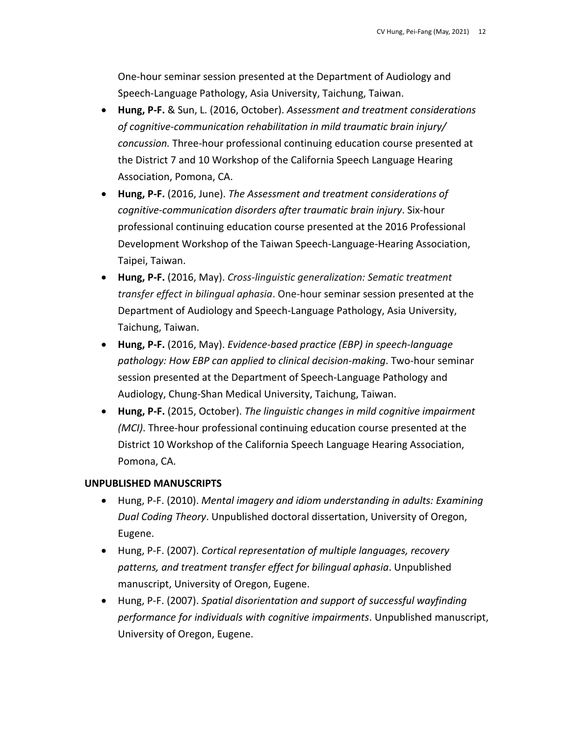One-hour seminar session presented at the Department of Audiology and Speech-Language Pathology, Asia University, Taichung, Taiwan.

- **Hung, P-F.** & Sun, L. (2016, October). *Assessment and treatment considerations of cognitive-communication rehabilitation in mild traumatic brain injury/ concussion.* Three-hour professional continuing education course presented at the District 7 and 10 Workshop of the California Speech Language Hearing Association, Pomona, CA.
- **Hung, P-F.** (2016, June). *The Assessment and treatment considerations of cognitive-communication disorders after traumatic brain injury*. Six-hour professional continuing education course presented at the 2016 Professional Development Workshop of the Taiwan Speech-Language-Hearing Association, Taipei, Taiwan.
- **Hung, P-F.** (2016, May). *Cross-linguistic generalization: Sematic treatment transfer effect in bilingual aphasia*. One-hour seminar session presented at the Department of Audiology and Speech-Language Pathology, Asia University, Taichung, Taiwan.
- **Hung, P-F.** (2016, May). *Evidence-based practice (EBP) in speech-language pathology: How EBP can applied to clinical decision-making*. Two-hour seminar session presented at the Department of Speech-Language Pathology and Audiology, Chung-Shan Medical University, Taichung, Taiwan.
- **Hung, P-F.** (2015, October). *The linguistic changes in mild cognitive impairment (MCI)*. Three-hour professional continuing education course presented at the District 10 Workshop of the California Speech Language Hearing Association, Pomona, CA.

**UNPUBLISHED MANUSCRIPTS**

- Hung, P-F. (2010). *Mental imagery and idiom understanding in adults: Examining Dual Coding Theory*. Unpublished doctoral dissertation, University of Oregon, Eugene.
- Hung, P-F. (2007). *Cortical representation of multiple languages, recovery patterns, and treatment transfer effect for bilingual aphasia*. Unpublished manuscript, University of Oregon, Eugene.
- Hung, P-F. (2007). *Spatial disorientation and support of successful wayfinding performance for individuals with cognitive impairments*. Unpublished manuscript, University of Oregon, Eugene.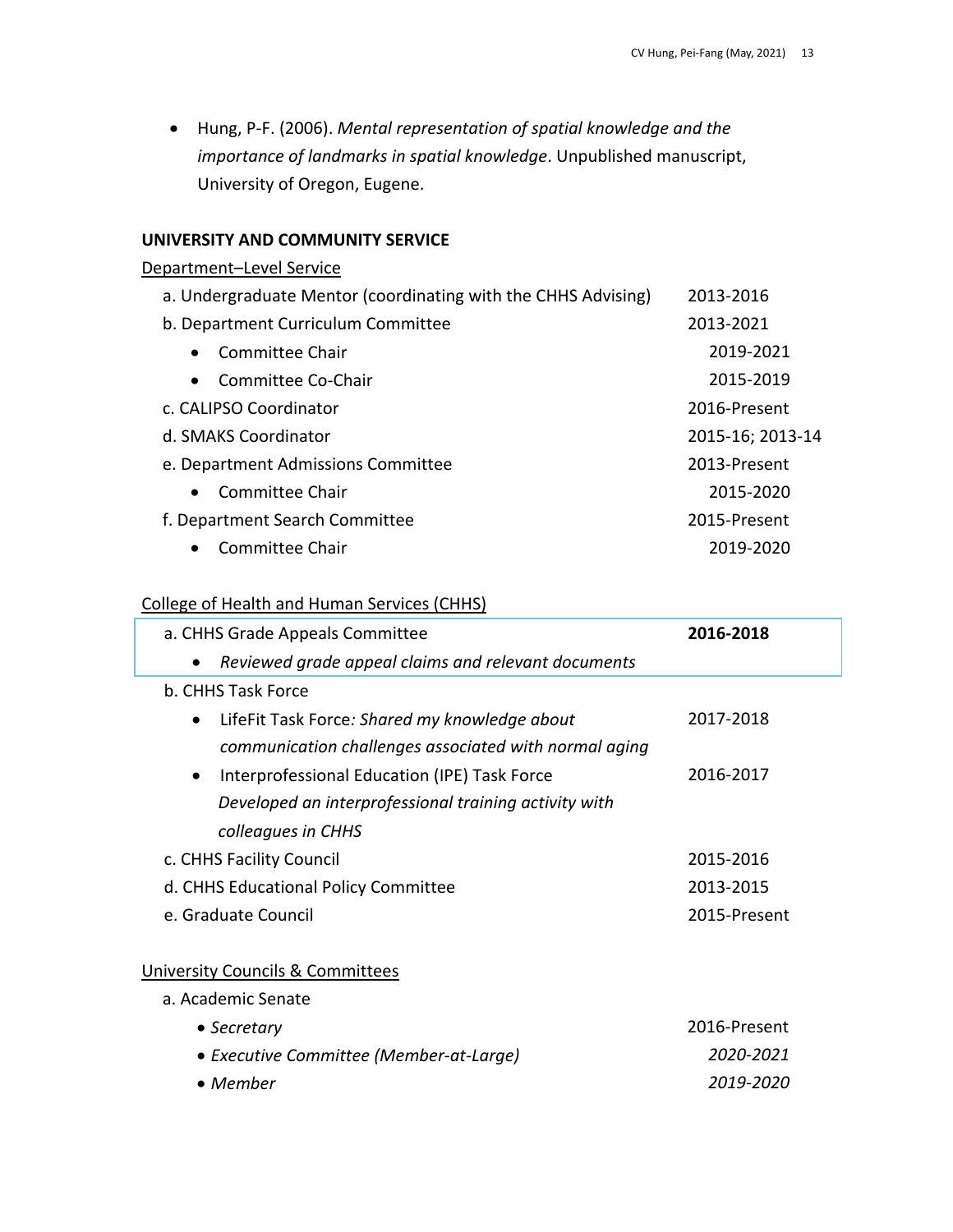- Hung, P-F. (2006). *Mental representation of spatial knowledge and the importance of landmarks in spatial knowledge*. Unpublished manuscript, University of Oregon, Eugene.

## UNIVERSITY AND COMMUNITY SERVICE

<u>Department–Level Service</u>

a. Undergraduate Mentor (coordinating with the CHHS Advising) — 2013-2016

b. Department Curriculum Committee — 2013-2021
- Committee Chair — 2019-2021
- Committee Co-Chair — 2015-2019

c. CALIPSO Coordinator — 2016-Present

d. SMAKS Coordinator — 2015-16; 2013-14

e. Department Admissions Committee — 2013-Present
- Committee Chair — 2015-2020

f. Department Search Committee — 2015-Present
- Committee Chair — 2019-2020

<u>College of Health and Human Services (CHHS)</u>

a. CHHS Grade Appeals Committee — **2016-2018**
- *Reviewed grade appeal claims and relevant documents*

b. CHHS Task Force
- LifeFit Task Force*: Shared my knowledge about communication challenges associated with normal aging* — 2017-2018
- Interprofessional Education (IPE) Task Force — 2016-2017
  *Developed an interprofessional training activity with colleagues in CHHS*

c. CHHS Facility Council — 2015-2016

d. CHHS Educational Policy Committee — 2013-2015

e. Graduate Council — 2015-Present

<u>University Councils & Committees</u>

a. Academic Senate
- *Secretary* — 2016-Present
- *Executive Committee (Member-at-Large)* — *2020-2021*
- *Member* — *2019-2020*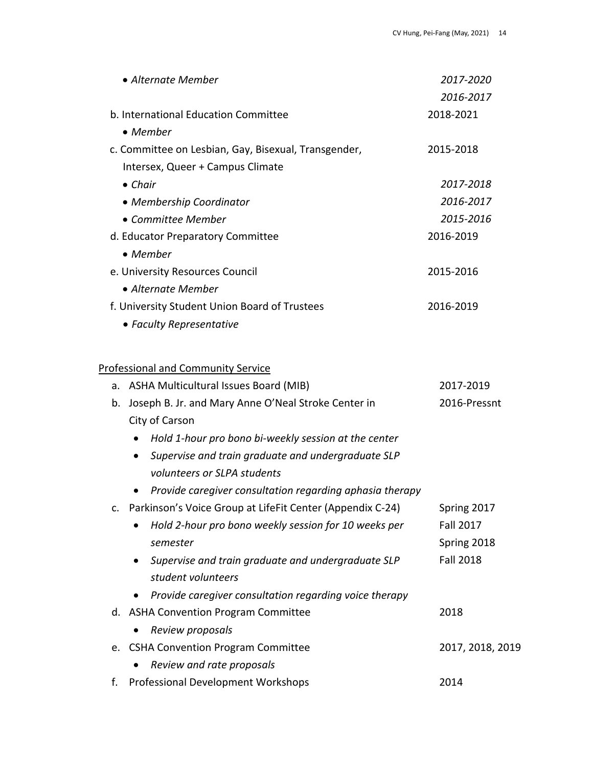- *Alternate Member* *2017-2020*
  *2016-2017*

b. International Education Committee 2018-2021
  - *Member*

c. Committee on Lesbian, Gay, Bisexual, Transgender, Intersex, Queer + Campus Climate 2015-2018
  - *Chair* *2017-2018*
  - *Membership Coordinator* *2016-2017*
  - *Committee Member* *2015-2016*

d. Educator Preparatory Committee 2016-2019
  - *Member*

e. University Resources Council 2015-2016
  - *Alternate Member*

f. University Student Union Board of Trustees 2016-2019
  - *Faculty Representative*

Professional and Community Service

a. ASHA Multicultural Issues Board (MIB) 2017-2019

b. Joseph B. Jr. and Mary Anne O'Neal Stroke Center in City of Carson 2016-Pressnt
  - *Hold 1-hour pro bono bi-weekly session at the center*
  - *Supervise and train graduate and undergraduate SLP volunteers or SLPA students*
  - *Provide caregiver consultation regarding aphasia therapy*

c. Parkinson's Voice Group at LifeFit Center (Appendix C-24) Spring 2017, Fall 2017, Spring 2018, Fall 2018
  - *Hold 2-hour pro bono weekly session for 10 weeks per semester*
  - *Supervise and train graduate and undergraduate SLP student volunteers*
  - *Provide caregiver consultation regarding voice therapy*

d. ASHA Convention Program Committee 2018
  - *Review proposals*

e. CSHA Convention Program Committee 2017, 2018, 2019
  - *Review and rate proposals*

f. Professional Development Workshops 2014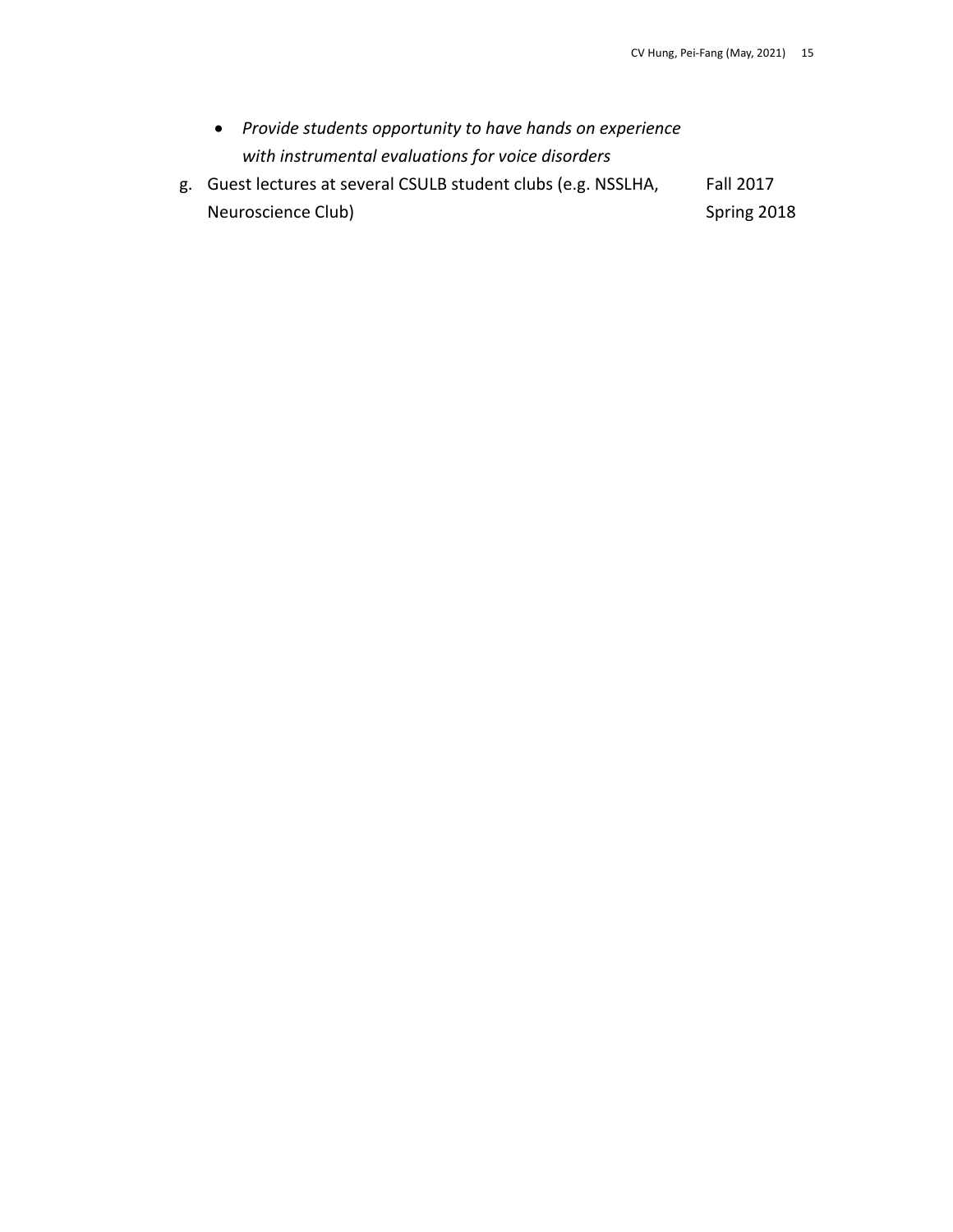- *Provide students opportunity to have hands on experience with instrumental evaluations for voice disorders*

g. Guest lectures at several CSULB student clubs (e.g. NSSLHA, Neuroscience Club) — Fall 2017, Spring 2018